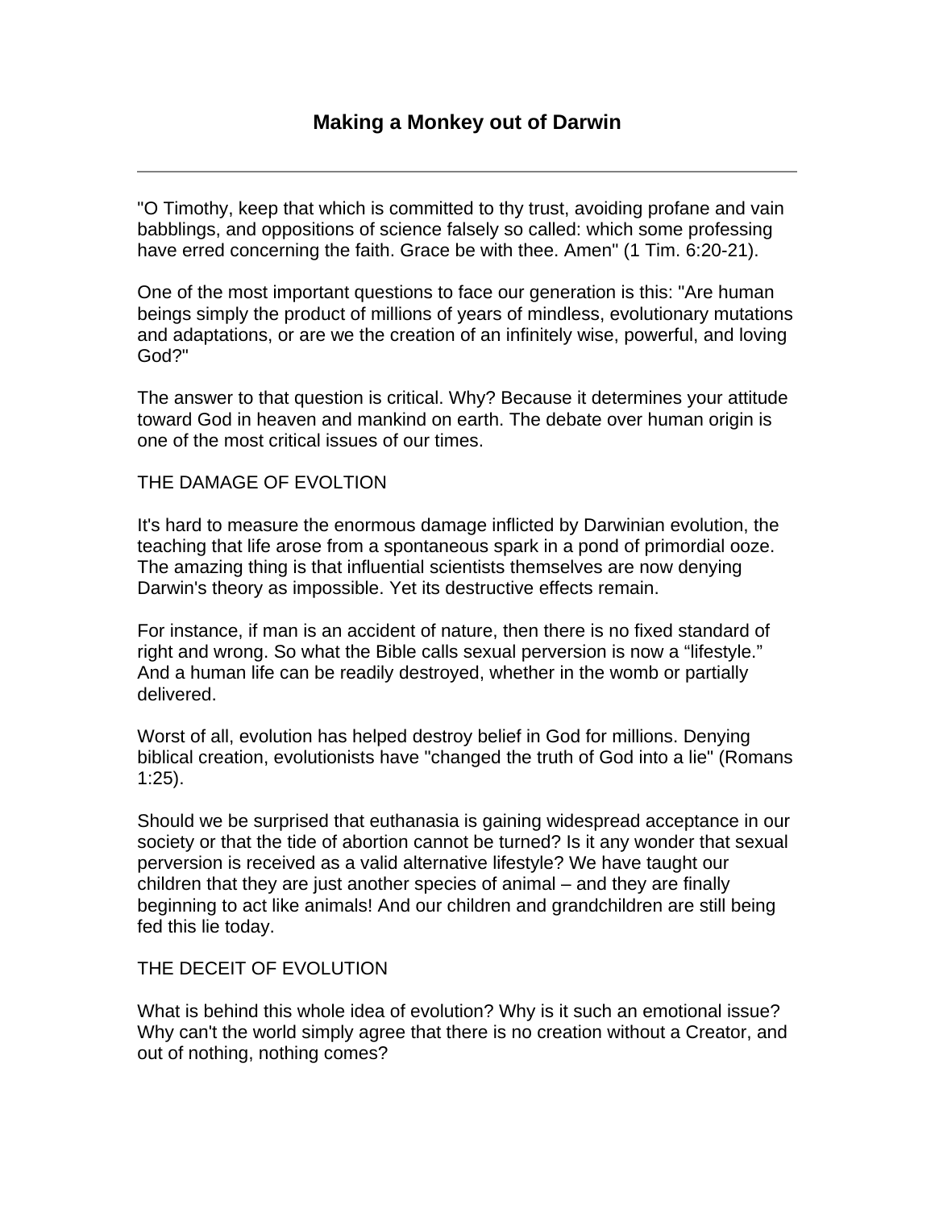# Making a Monkey out of Darwin

---

"O Timothy, keep that which is committed to thy trust, avoiding profane and vain babblings, and oppositions of science falsely so called: which some professing have erred concerning the faith. Grace be with thee. Amen" (1 Tim. 6:20-21).

One of the most important questions to face our generation is this: "Are human beings simply the product of millions of years of mindless, evolutionary mutations and adaptations, or are we the creation of an infinitely wise, powerful, and loving God?"

The answer to that question is critical. Why? Because it determines your attitude toward God in heaven and mankind on earth. The debate over human origin is one of the most critical issues of our times.

## THE DAMAGE OF EVOLTION

It's hard to measure the enormous damage inflicted by Darwinian evolution, the teaching that life arose from a spontaneous spark in a pond of primordial ooze. The amazing thing is that influential scientists themselves are now denying Darwin's theory as impossible. Yet its destructive effects remain.

For instance, if man is an accident of nature, then there is no fixed standard of right and wrong. So what the Bible calls sexual perversion is now a "lifestyle." And a human life can be readily destroyed, whether in the womb or partially delivered.

Worst of all, evolution has helped destroy belief in God for millions. Denying biblical creation, evolutionists have "changed the truth of God into a lie" (Romans 1:25).

Should we be surprised that euthanasia is gaining widespread acceptance in our society or that the tide of abortion cannot be turned? Is it any wonder that sexual perversion is received as a valid alternative lifestyle? We have taught our children that they are just another species of animal – and they are finally beginning to act like animals! And our children and grandchildren are still being fed this lie today.

## THE DECEIT OF EVOLUTION

What is behind this whole idea of evolution? Why is it such an emotional issue? Why can't the world simply agree that there is no creation without a Creator, and out of nothing, nothing comes?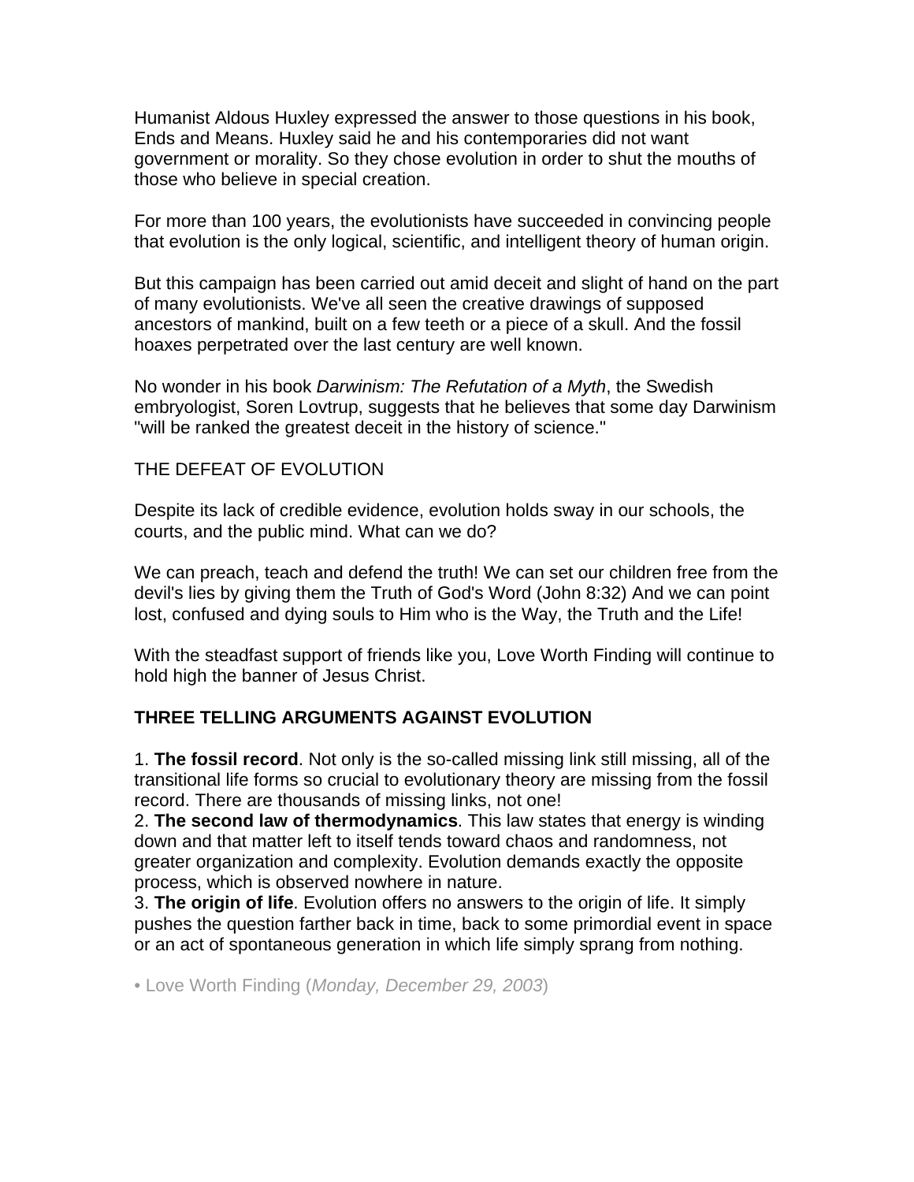Humanist Aldous Huxley expressed the answer to those questions in his book, Ends and Means. Huxley said he and his contemporaries did not want government or morality. So they chose evolution in order to shut the mouths of those who believe in special creation.

For more than 100 years, the evolutionists have succeeded in convincing people that evolution is the only logical, scientific, and intelligent theory of human origin.

But this campaign has been carried out amid deceit and slight of hand on the part of many evolutionists. We've all seen the creative drawings of supposed ancestors of mankind, built on a few teeth or a piece of a skull. And the fossil hoaxes perpetrated over the last century are well known.

No wonder in his book *Darwinism: The Refutation of a Myth*, the Swedish embryologist, Soren Lovtrup, suggests that he believes that some day Darwinism "will be ranked the greatest deceit in the history of science."

THE DEFEAT OF EVOLUTION

Despite its lack of credible evidence, evolution holds sway in our schools, the courts, and the public mind. What can we do?

We can preach, teach and defend the truth! We can set our children free from the devil's lies by giving them the Truth of God's Word (John 8:32) And we can point lost, confused and dying souls to Him who is the Way, the Truth and the Life!

With the steadfast support of friends like you, Love Worth Finding will continue to hold high the banner of Jesus Christ.

**THREE TELLING ARGUMENTS AGAINST EVOLUTION**

1. **The fossil record**. Not only is the so-called missing link still missing, all of the transitional life forms so crucial to evolutionary theory are missing from the fossil record. There are thousands of missing links, not one!
2. **The second law of thermodynamics**. This law states that energy is winding down and that matter left to itself tends toward chaos and randomness, not greater organization and complexity. Evolution demands exactly the opposite process, which is observed nowhere in nature.
3. **The origin of life**. Evolution offers no answers to the origin of life. It simply pushes the question farther back in time, back to some primordial event in space or an act of spontaneous generation in which life simply sprang from nothing.

• Love Worth Finding (*Monday, December 29, 2003*)